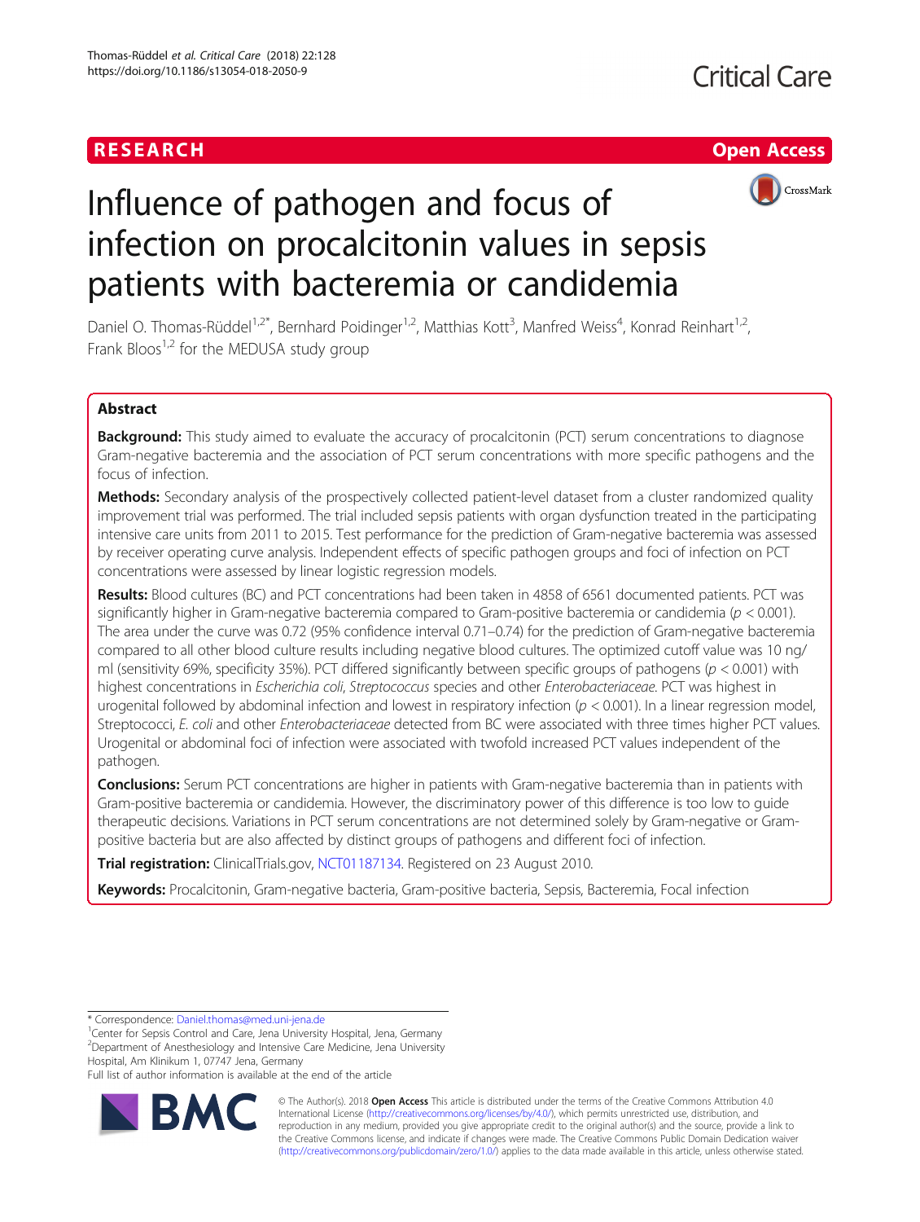RESEARCH

Open Access

# Influence of pathogen and focus of infection on procalcitonin values in sepsis patients with bacteremia or candidemia

Daniel O. Thomas-Rüddel[1,2*], Bernhard Poidinger[1,2], Matthias Kott[3], Manfred Weiss[4], Konrad Reinhart[1,2], Frank Bloos[1,2] for the MEDUSA study group

## Abstract

**Background:** This study aimed to evaluate the accuracy of procalcitonin (PCT) serum concentrations to diagnose Gram-negative bacteremia and the association of PCT serum concentrations with more specific pathogens and the focus of infection.

**Methods:** Secondary analysis of the prospectively collected patient-level dataset from a cluster randomized quality improvement trial was performed. The trial included sepsis patients with organ dysfunction treated in the participating intensive care units from 2011 to 2015. Test performance for the prediction of Gram-negative bacteremia was assessed by receiver operating curve analysis. Independent effects of specific pathogen groups and foci of infection on PCT concentrations were assessed by linear logistic regression models.

**Results:** Blood cultures (BC) and PCT concentrations had been taken in 4858 of 6561 documented patients. PCT was significantly higher in Gram-negative bacteremia compared to Gram-positive bacteremia or candidemia ($p < 0.001$). The area under the curve was 0.72 (95% confidence interval 0.71–0.74) for the prediction of Gram-negative bacteremia compared to all other blood culture results including negative blood cultures. The optimized cutoff value was 10 ng/ml (sensitivity 69%, specificity 35%). PCT differed significantly between specific groups of pathogens ($p < 0.001$) with highest concentrations in *Escherichia coli*, *Streptococcus* species and other *Enterobacteriaceae*. PCT was highest in urogenital followed by abdominal infection and lowest in respiratory infection ($p < 0.001$). In a linear regression model, Streptococci, *E. coli* and other *Enterobacteriaceae* detected from BC were associated with three times higher PCT values. Urogenital or abdominal foci of infection were associated with twofold increased PCT values independent of the pathogen.

**Conclusions:** Serum PCT concentrations are higher in patients with Gram-negative bacteremia than in patients with Gram-positive bacteremia or candidemia. However, the discriminatory power of this difference is too low to guide therapeutic decisions. Variations in PCT serum concentrations are not determined solely by Gram-negative or Gram-positive bacteria but are also affected by distinct groups of pathogens and different foci of infection.

**Trial registration:** ClinicalTrials.gov, NCT01187134. Registered on 23 August 2010.

**Keywords:** Procalcitonin, Gram-negative bacteria, Gram-positive bacteria, Sepsis, Bacteremia, Focal infection

\* Correspondence: Daniel.thomas@med.uni-jena.de
[1]Center for Sepsis Control and Care, Jena University Hospital, Jena, Germany
[2]Department of Anesthesiology and Intensive Care Medicine, Jena University Hospital, Am Klinikum 1, 07747 Jena, Germany
Full list of author information is available at the end of the article

© The Author(s). 2018 **Open Access** This article is distributed under the terms of the Creative Commons Attribution 4.0 International License (http://creativecommons.org/licenses/by/4.0/), which permits unrestricted use, distribution, and reproduction in any medium, provided you give appropriate credit to the original author(s) and the source, provide a link to the Creative Commons license, and indicate if changes were made. The Creative Commons Public Domain Dedication waiver (http://creativecommons.org/publicdomain/zero/1.0/) applies to the data made available in this article, unless otherwise stated.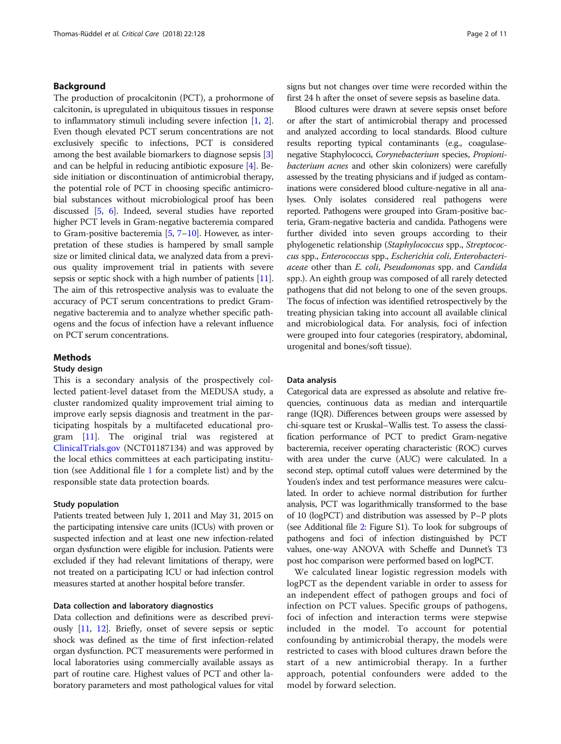## Background

The production of procalcitonin (PCT), a prohormone of calcitonin, is upregulated in ubiquitous tissues in response to inflammatory stimuli including severe infection [1, 2]. Even though elevated PCT serum concentrations are not exclusively specific to infections, PCT is considered among the best available biomarkers to diagnose sepsis [3] and can be helpful in reducing antibiotic exposure [4]. Beside initiation or discontinuation of antimicrobial therapy, the potential role of PCT in choosing specific antimicrobial substances without microbiological proof has been discussed [5, 6]. Indeed, several studies have reported higher PCT levels in Gram-negative bacteremia compared to Gram-positive bacteremia [5, 7–10]. However, as interpretation of these studies is hampered by small sample size or limited clinical data, we analyzed data from a previous quality improvement trial in patients with severe sepsis or septic shock with a high number of patients [11]. The aim of this retrospective analysis was to evaluate the accuracy of PCT serum concentrations to predict Gram-negative bacteremia and to analyze whether specific pathogens and the focus of infection have a relevant influence on PCT serum concentrations.

## Methods

### Study design

This is a secondary analysis of the prospectively collected patient-level dataset from the MEDUSA study, a cluster randomized quality improvement trial aiming to improve early sepsis diagnosis and treatment in the participating hospitals by a multifaceted educational program [11]. The original trial was registered at ClinicalTrials.gov (NCT01187134) and was approved by the local ethics committees at each participating institution (see Additional file 1 for a complete list) and by the responsible state data protection boards.

### Study population

Patients treated between July 1, 2011 and May 31, 2015 on the participating intensive care units (ICUs) with proven or suspected infection and at least one new infection-related organ dysfunction were eligible for inclusion. Patients were excluded if they had relevant limitations of therapy, were not treated on a participating ICU or had infection control measures started at another hospital before transfer.

### Data collection and laboratory diagnostics

Data collection and definitions were as described previously [11, 12]. Briefly, onset of severe sepsis or septic shock was defined as the time of first infection-related organ dysfunction. PCT measurements were performed in local laboratories using commercially available assays as part of routine care. Highest values of PCT and other laboratory parameters and most pathological values for vital signs but not changes over time were recorded within the first 24 h after the onset of severe sepsis as baseline data.

Blood cultures were drawn at severe sepsis onset before or after the start of antimicrobial therapy and processed and analyzed according to local standards. Blood culture results reporting typical contaminants (e.g., coagulase-negative Staphylococci, *Corynebacterium* species, *Propionibacterium acnes* and other skin colonizers) were carefully assessed by the treating physicians and if judged as contaminations were considered blood culture-negative in all analyses. Only isolates considered real pathogens were reported. Pathogens were grouped into Gram-positive bacteria, Gram-negative bacteria and candida. Pathogens were further divided into seven groups according to their phylogenetic relationship (*Staphylococcus* spp., *Streptococcus* spp., *Enterococcus* spp., *Escherichia coli*, *Enterobacteriaceae* other than *E. coli*, *Pseudomonas* spp. and *Candida* spp.). An eighth group was composed of all rarely detected pathogens that did not belong to one of the seven groups. The focus of infection was identified retrospectively by the treating physician taking into account all available clinical and microbiological data. For analysis, foci of infection were grouped into four categories (respiratory, abdominal, urogenital and bones/soft tissue).

### Data analysis

Categorical data are expressed as absolute and relative frequencies, continuous data as median and interquartile range (IQR). Differences between groups were assessed by chi-square test or Kruskal–Wallis test. To assess the classification performance of PCT to predict Gram-negative bacteremia, receiver operating characteristic (ROC) curves with area under the curve (AUC) were calculated. In a second step, optimal cutoff values were determined by the Youden's index and test performance measures were calculated. In order to achieve normal distribution for further analysis, PCT was logarithmically transformed to the base of 10 (logPCT) and distribution was assessed by P–P plots (see Additional file 2: Figure S1). To look for subgroups of pathogens and foci of infection distinguished by PCT values, one-way ANOVA with Scheffe and Dunnet's T3 post hoc comparison were performed based on logPCT.

We calculated linear logistic regression models with logPCT as the dependent variable in order to assess for an independent effect of pathogen groups and foci of infection on PCT values. Specific groups of pathogens, foci of infection and interaction terms were stepwise included in the model. To account for potential confounding by antimicrobial therapy, the models were restricted to cases with blood cultures drawn before the start of a new antimicrobial therapy. In a further approach, potential confounders were added to the model by forward selection.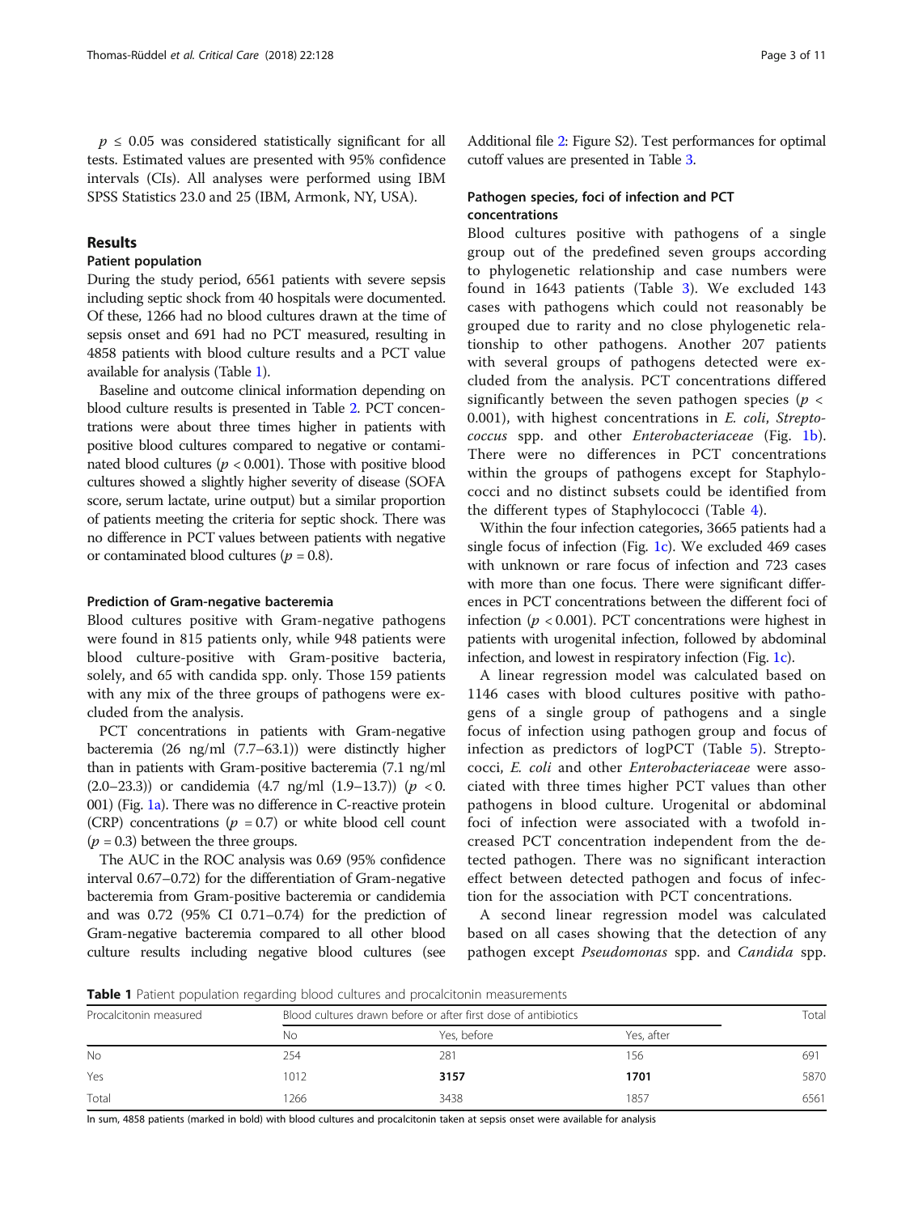$p \leq 0.05$ was considered statistically significant for all tests. Estimated values are presented with 95% confidence intervals (CIs). All analyses were performed using IBM SPSS Statistics 23.0 and 25 (IBM, Armonk, NY, USA).

## Results

### Patient population

During the study period, 6561 patients with severe sepsis including septic shock from 40 hospitals were documented. Of these, 1266 had no blood cultures drawn at the time of sepsis onset and 691 had no PCT measured, resulting in 4858 patients with blood culture results and a PCT value available for analysis (Table 1).

Baseline and outcome clinical information depending on blood culture results is presented in Table 2. PCT concentrations were about three times higher in patients with positive blood cultures compared to negative or contaminated blood cultures ($p < 0.001$). Those with positive blood cultures showed a slightly higher severity of disease (SOFA score, serum lactate, urine output) but a similar proportion of patients meeting the criteria for septic shock. There was no difference in PCT values between patients with negative or contaminated blood cultures ($p = 0.8$).

### Prediction of Gram-negative bacteremia

Blood cultures positive with Gram-negative pathogens were found in 815 patients only, while 948 patients were blood culture-positive with Gram-positive bacteria, solely, and 65 with candida spp. only. Those 159 patients with any mix of the three groups of pathogens were excluded from the analysis.

PCT concentrations in patients with Gram-negative bacteremia (26 ng/ml (7.7–63.1)) were distinctly higher than in patients with Gram-positive bacteremia (7.1 ng/ml (2.0–23.3)) or candidemia (4.7 ng/ml (1.9–13.7)) ($p < 0.001$) (Fig. 1a). There was no difference in C-reactive protein (CRP) concentrations ($p = 0.7$) or white blood cell count ($p = 0.3$) between the three groups.

The AUC in the ROC analysis was 0.69 (95% confidence interval 0.67–0.72) for the differentiation of Gram-negative bacteremia from Gram-positive bacteremia or candidemia and was 0.72 (95% CI 0.71–0.74) for the prediction of Gram-negative bacteremia compared to all other blood culture results including negative blood cultures (see Additional file 2: Figure S2). Test performances for optimal cutoff values are presented in Table 3.

### Pathogen species, foci of infection and PCT concentrations

Blood cultures positive with pathogens of a single group out of the predefined seven groups according to phylogenetic relationship and case numbers were found in 1643 patients (Table 3). We excluded 143 cases with pathogens which could not reasonably be grouped due to rarity and no close phylogenetic relationship to other pathogens. Another 207 patients with several groups of pathogens detected were excluded from the analysis. PCT concentrations differed significantly between the seven pathogen species ($p < 0.001$), with highest concentrations in *E. coli*, *Streptococcus* spp. and other *Enterobacteriaceae* (Fig. 1b). There were no differences in PCT concentrations within the groups of pathogens except for Staphylococci and no distinct subsets could be identified from the different types of Staphylococci (Table 4).

Within the four infection categories, 3665 patients had a single focus of infection (Fig. 1c). We excluded 469 cases with unknown or rare focus of infection and 723 cases with more than one focus. There were significant differences in PCT concentrations between the different foci of infection ($p < 0.001$). PCT concentrations were highest in patients with urogenital infection, followed by abdominal infection, and lowest in respiratory infection (Fig. 1c).

A linear regression model was calculated based on 1146 cases with blood cultures positive with pathogens of a single group of pathogens and a single focus of infection using pathogen group and focus of infection as predictors of logPCT (Table 5). Streptococci, *E. coli* and other *Enterobacteriaceae* were associated with three times higher PCT values than other pathogens in blood culture. Urogenital or abdominal foci of infection were associated with a twofold increased PCT concentration independent from the detected pathogen. There was no significant interaction effect between detected pathogen and focus of infection for the association with PCT concentrations.

A second linear regression model was calculated based on all cases showing that the detection of any pathogen except *Pseudomonas* spp. and *Candida* spp.

**Table 1** Patient population regarding blood cultures and procalcitonin measurements

| Procalcitonin measured | Blood cultures drawn before or after first dose of antibiotics | | | Total |
|---|---|---|---|---|
| | No | Yes, before | Yes, after | |
| No | 254 | 281 | 156 | 691 |
| Yes | 1012 | **3157** | **1701** | 5870 |
| Total | 1266 | 3438 | 1857 | 6561 |

In sum, 4858 patients (marked in bold) with blood cultures and procalcitonin taken at sepsis onset were available for analysis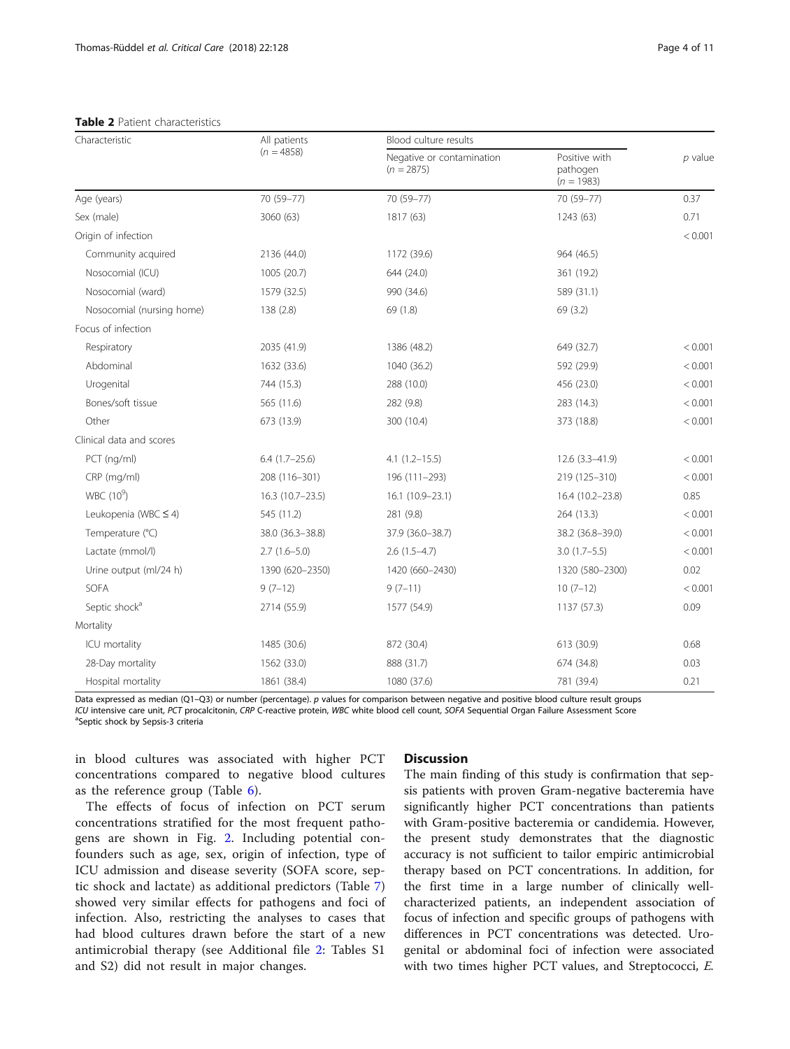**Table 2** Patient characteristics

| Characteristic | All patients ($n = 4858$) | Blood culture results | | $p$ value |
|---|---|---|---|---|
| | | Negative or contamination ($n = 2875$) | Positive with pathogen ($n = 1983$) | |
| Age (years) | 70 (59–77) | 70 (59–77) | 70 (59–77) | 0.37 |
| Sex (male) | 3060 (63) | 1817 (63) | 1243 (63) | 0.71 |
| Origin of infection | | | | < 0.001 |
| Community acquired | 2136 (44.0) | 1172 (39.6) | 964 (46.5) | |
| Nosocomial (ICU) | 1005 (20.7) | 644 (24.0) | 361 (19.2) | |
| Nosocomial (ward) | 1579 (32.5) | 990 (34.6) | 589 (31.1) | |
| Nosocomial (nursing home) | 138 (2.8) | 69 (1.8) | 69 (3.2) | |
| Focus of infection | | | | |
| Respiratory | 2035 (41.9) | 1386 (48.2) | 649 (32.7) | < 0.001 |
| Abdominal | 1632 (33.6) | 1040 (36.2) | 592 (29.9) | < 0.001 |
| Urogenital | 744 (15.3) | 288 (10.0) | 456 (23.0) | < 0.001 |
| Bones/soft tissue | 565 (11.6) | 282 (9.8) | 283 (14.3) | < 0.001 |
| Other | 673 (13.9) | 300 (10.4) | 373 (18.8) | < 0.001 |
| Clinical data and scores | | | | |
| PCT (ng/ml) | 6.4 (1.7–25.6) | 4.1 (1.2–15.5) | 12.6 (3.3–41.9) | < 0.001 |
| CRP (mg/ml) | 208 (116–301) | 196 (111–293) | 219 (125–310) | < 0.001 |
| WBC ($10^9$) | 16.3 (10.7–23.5) | 16.1 (10.9–23.1) | 16.4 (10.2–23.8) | 0.85 |
| Leukopenia (WBC ≤ 4) | 545 (11.2) | 281 (9.8) | 264 (13.3) | < 0.001 |
| Temperature (°C) | 38.0 (36.3–38.8) | 37.9 (36.0–38.7) | 38.2 (36.8–39.0) | < 0.001 |
| Lactate (mmol/l) | 2.7 (1.6–5.0) | 2.6 (1.5–4.7) | 3.0 (1.7–5.5) | < 0.001 |
| Urine output (ml/24 h) | 1390 (620–2350) | 1420 (660–2430) | 1320 (580–2300) | 0.02 |
| SOFA | 9 (7–12) | 9 (7–11) | 10 (7–12) | < 0.001 |
| Septic shock[a] | 2714 (55.9) | 1577 (54.9) | 1137 (57.3) | 0.09 |
| Mortality | | | | |
| ICU mortality | 1485 (30.6) | 872 (30.4) | 613 (30.9) | 0.68 |
| 28-Day mortality | 1562 (33.0) | 888 (31.7) | 674 (34.8) | 0.03 |
| Hospital mortality | 1861 (38.4) | 1080 (37.6) | 781 (39.4) | 0.21 |

Data expressed as median (Q1–Q3) or number (percentage). $p$ values for comparison between negative and positive blood culture result groups
*ICU* intensive care unit, *PCT* procalcitonin, *CRP* C-reactive protein, *WBC* white blood cell count, *SOFA* Sequential Organ Failure Assessment Score
[a]Septic shock by Sepsis-3 criteria

in blood cultures was associated with higher PCT concentrations compared to negative blood cultures as the reference group (Table 6).

The effects of focus of infection on PCT serum concentrations stratified for the most frequent pathogens are shown in Fig. 2. Including potential confounders such as age, sex, origin of infection, type of ICU admission and disease severity (SOFA score, septic shock and lactate) as additional predictors (Table 7) showed very similar effects for pathogens and foci of infection. Also, restricting the analyses to cases that had blood cultures drawn before the start of a new antimicrobial therapy (see Additional file 2: Tables S1 and S2) did not result in major changes.

## Discussion

The main finding of this study is confirmation that sepsis patients with proven Gram-negative bacteremia have significantly higher PCT concentrations than patients with Gram-positive bacteremia or candidemia. However, the present study demonstrates that the diagnostic accuracy is not sufficient to tailor empiric antimicrobial therapy based on PCT concentrations. In addition, for the first time in a large number of clinically well-characterized patients, an independent association of focus of infection and specific groups of pathogens with differences in PCT concentrations was detected. Urogenital or abdominal foci of infection were associated with two times higher PCT values, and Streptococci, *E.*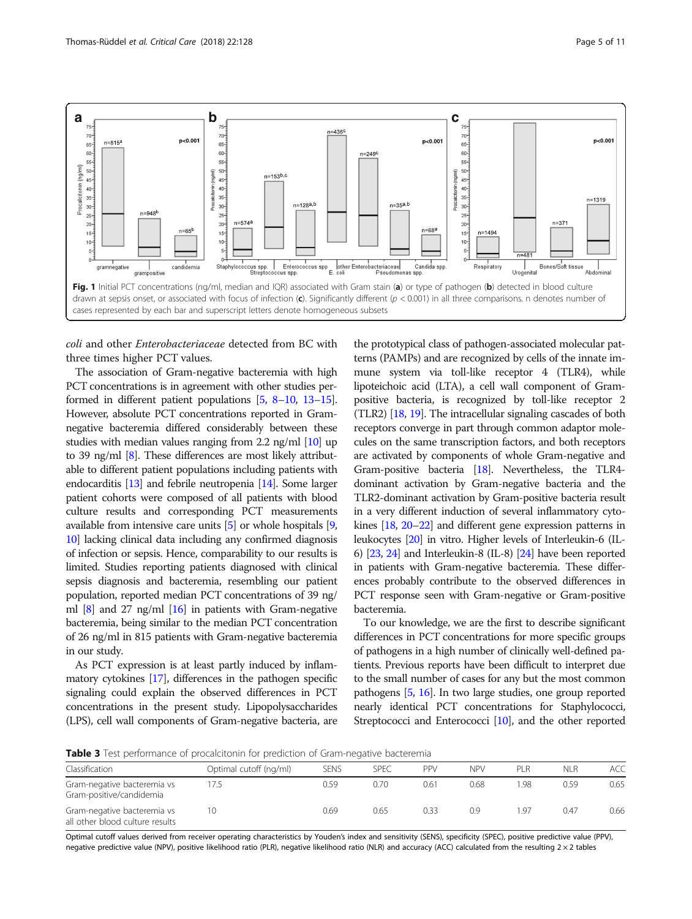**Fig. 1** Initial PCT concentrations (ng/ml, median and IQR) associated with Gram stain (**a**) or type of pathogen (**b**) detected in blood culture drawn at sepsis onset, or associated with focus of infection (**c**). Significantly different ($p < 0.001$) in all three comparisons. n denotes number of cases represented by each bar and superscript letters denote homogeneous subsets

*coli* and other *Enterobacteriaceae* detected from BC with three times higher PCT values.

The association of Gram-negative bacteremia with high PCT concentrations is in agreement with other studies performed in different patient populations [5, 8–10, 13–15]. However, absolute PCT concentrations reported in Gram-negative bacteremia differed considerably between these studies with median values ranging from 2.2 ng/ml [10] up to 39 ng/ml [8]. These differences are most likely attributable to different patient populations including patients with endocarditis [13] and febrile neutropenia [14]. Some larger patient cohorts were composed of all patients with blood culture results and corresponding PCT measurements available from intensive care units [5] or whole hospitals [9, 10] lacking clinical data including any confirmed diagnosis of infection or sepsis. Hence, comparability to our results is limited. Studies reporting patients diagnosed with clinical sepsis diagnosis and bacteremia, resembling our patient population, reported median PCT concentrations of 39 ng/ml [8] and 27 ng/ml [16] in patients with Gram-negative bacteremia, being similar to the median PCT concentration of 26 ng/ml in 815 patients with Gram-negative bacteremia in our study.

As PCT expression is at least partly induced by inflammatory cytokines [17], differences in the pathogen specific signaling could explain the observed differences in PCT concentrations in the present study. Lipopolysaccharides (LPS), cell wall components of Gram-negative bacteria, are the prototypical class of pathogen-associated molecular patterns (PAMPs) and are recognized by cells of the innate immune system via toll-like receptor 4 (TLR4), while lipoteichoic acid (LTA), a cell wall component of Gram-positive bacteria, is recognized by toll-like receptor 2 (TLR2) [18, 19]. The intracellular signaling cascades of both receptors converge in part through common adaptor molecules on the same transcription factors, and both receptors are activated by components of whole Gram-negative and Gram-positive bacteria [18]. Nevertheless, the TLR4-dominant activation by Gram-negative bacteria and the TLR2-dominant activation by Gram-positive bacteria result in a very different induction of several inflammatory cytokines [18, 20–22] and different gene expression patterns in leukocytes [20] in vitro. Higher levels of Interleukin-6 (IL-6) [23, 24] and Interleukin-8 (IL-8) [24] have been reported in patients with Gram-negative bacteremia. These differences probably contribute to the observed differences in PCT response seen with Gram-negative or Gram-positive bacteremia.

To our knowledge, we are the first to describe significant differences in PCT concentrations for more specific groups of pathogens in a high number of clinically well-defined patients. Previous reports have been difficult to interpret due to the small number of cases for any but the most common pathogens [5, 16]. In two large studies, one group reported nearly identical PCT concentrations for Staphylococci, Streptococci and Enterococci [10], and the other reported

**Table 3** Test performance of procalcitonin for prediction of Gram-negative bacteremia

| Classification | Optimal cutoff (ng/ml) | SENS | SPEC | PPV | NPV | PLR | NLR | ACC |
|---|---|---|---|---|---|---|---|---|
| Gram-negative bacteremia vs Gram-positive/candidemia | 17.5 | 0.59 | 0.70 | 0.61 | 0.68 | 1.98 | 0.59 | 0.65 |
| Gram-negative bacteremia vs all other blood culture results | 10 | 0.69 | 0.65 | 0.33 | 0.9 | 1.97 | 0.47 | 0.66 |

Optimal cutoff values derived from receiver operating characteristics by Youden's index and sensitivity (SENS), specificity (SPEC), positive predictive value (PPV), negative predictive value (NPV), positive likelihood ratio (PLR), negative likelihood ratio (NLR) and accuracy (ACC) calculated from the resulting 2 × 2 tables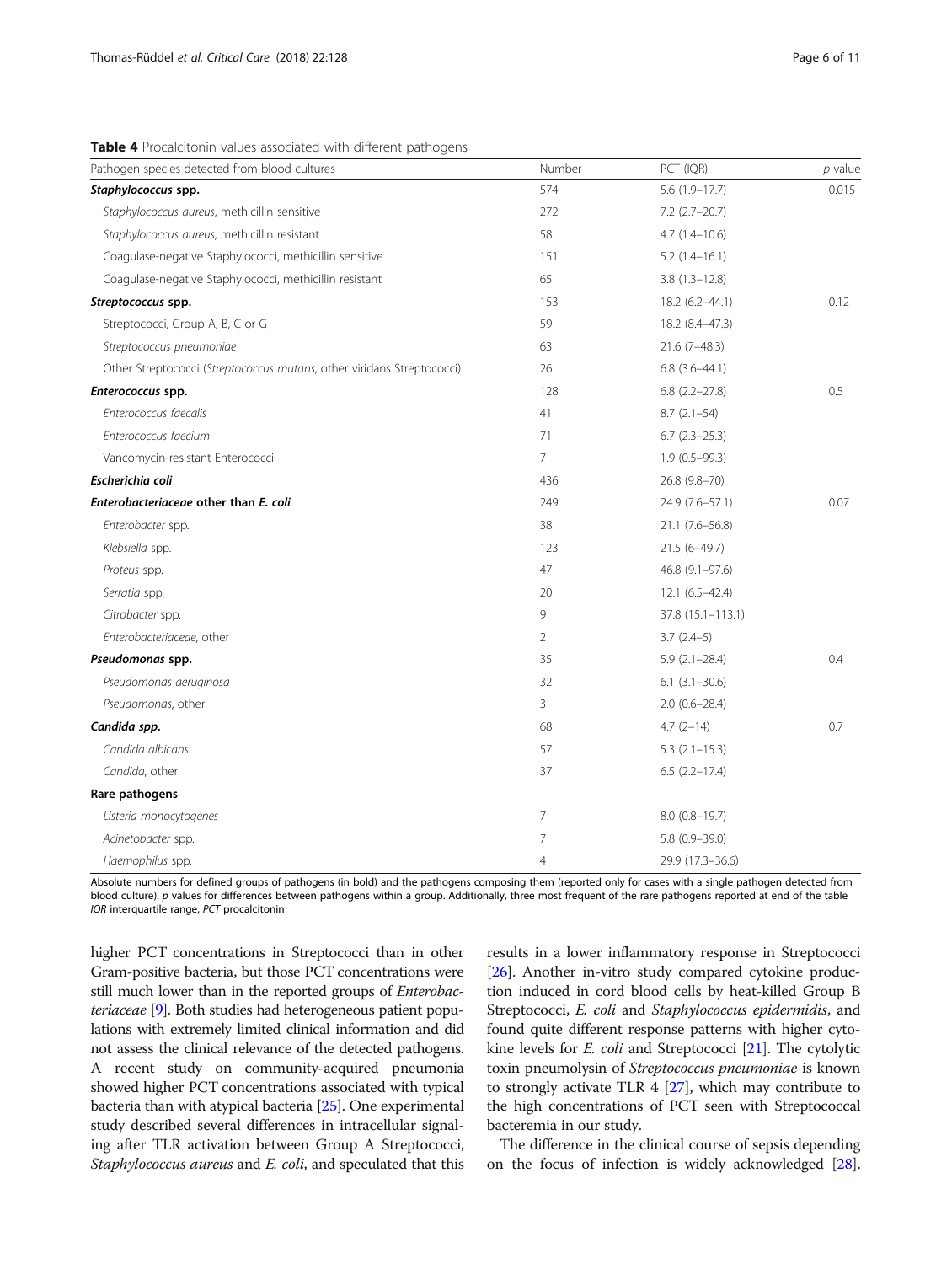**Table 4** Procalcitonin values associated with different pathogens

| Pathogen species detected from blood cultures | Number | PCT (IQR) | *p* value |
|---|---|---|---|
| ***Staphylococcus* spp.** | 574 | 5.6 (1.9–17.7) | 0.015 |
| *Staphylococcus aureus*, methicillin sensitive | 272 | 7.2 (2.7–20.7) | |
| *Staphylococcus aureus*, methicillin resistant | 58 | 4.7 (1.4–10.6) | |
| Coagulase-negative Staphylococci, methicillin sensitive | 151 | 5.2 (1.4–16.1) | |
| Coagulase-negative Staphylococci, methicillin resistant | 65 | 3.8 (1.3–12.8) | |
| ***Streptococcus* spp.** | 153 | 18.2 (6.2–44.1) | 0.12 |
| Streptococci, Group A, B, C or G | 59 | 18.2 (8.4–47.3) | |
| *Streptococcus pneumoniae* | 63 | 21.6 (7–48.3) | |
| Other Streptococci (*Streptococcus mutans*, other viridans Streptococci) | 26 | 6.8 (3.6–44.1) | |
| ***Enterococcus* spp.** | 128 | 6.8 (2.2–27.8) | 0.5 |
| *Enterococcus faecalis* | 41 | 8.7 (2.1–54) | |
| *Enterococcus faecium* | 71 | 6.7 (2.3–25.3) | |
| Vancomycin-resistant Enterococci | 7 | 1.9 (0.5–99.3) | |
| ***Escherichia coli*** | 436 | 26.8 (9.8–70) | |
| ***Enterobacteriaceae* other than *E. coli*** | 249 | 24.9 (7.6–57.1) | 0.07 |
| *Enterobacter* spp. | 38 | 21.1 (7.6–56.8) | |
| *Klebsiella* spp. | 123 | 21.5 (6–49.7) | |
| *Proteus* spp. | 47 | 46.8 (9.1–97.6) | |
| *Serratia* spp. | 20 | 12.1 (6.5–42.4) | |
| *Citrobacter* spp. | 9 | 37.8 (15.1–113.1) | |
| *Enterobacteriaceae*, other | 2 | 3.7 (2.4–5) | |
| ***Pseudomonas* spp.** | 35 | 5.9 (2.1–28.4) | 0.4 |
| *Pseudomonas aeruginosa* | 32 | 6.1 (3.1–30.6) | |
| *Pseudomonas*, other | 3 | 2.0 (0.6–28.4) | |
| ***Candida* spp.** | 68 | 4.7 (2–14) | 0.7 |
| *Candida albicans* | 57 | 5.3 (2.1–15.3) | |
| *Candida*, other | 37 | 6.5 (2.2–17.4) | |
| **Rare pathogens** | | | |
| *Listeria monocytogenes* | 7 | 8.0 (0.8–19.7) | |
| *Acinetobacter* spp. | 7 | 5.8 (0.9–39.0) | |
| *Haemophilus* spp. | 4 | 29.9 (17.3–36.6) | |

Absolute numbers for defined groups of pathogens (in bold) and the pathogens composing them (reported only for cases with a single pathogen detected from blood culture). *p* values for differences between pathogens within a group. Additionally, three most frequent of the rare pathogens reported at end of the table
*IQR* interquartile range, *PCT* procalcitonin

higher PCT concentrations in Streptococci than in other Gram-positive bacteria, but those PCT concentrations were still much lower than in the reported groups of *Enterobacteriaceae* [9]. Both studies had heterogeneous patient populations with extremely limited clinical information and did not assess the clinical relevance of the detected pathogens. A recent study on community-acquired pneumonia showed higher PCT concentrations associated with typical bacteria than with atypical bacteria [25]. One experimental study described several differences in intracellular signaling after TLR activation between Group A Streptococci, *Staphylococcus aureus* and *E. coli*, and speculated that this results in a lower inflammatory response in Streptococci [26]. Another in-vitro study compared cytokine production induced in cord blood cells by heat-killed Group B Streptococci, *E. coli* and *Staphylococcus epidermidis*, and found quite different response patterns with higher cytokine levels for *E. coli* and Streptococci [21]. The cytolytic toxin pneumolysin of *Streptococcus pneumoniae* is known to strongly activate TLR 4 [27], which may contribute to the high concentrations of PCT seen with Streptococcal bacteremia in our study.

The difference in the clinical course of sepsis depending on the focus of infection is widely acknowledged [28].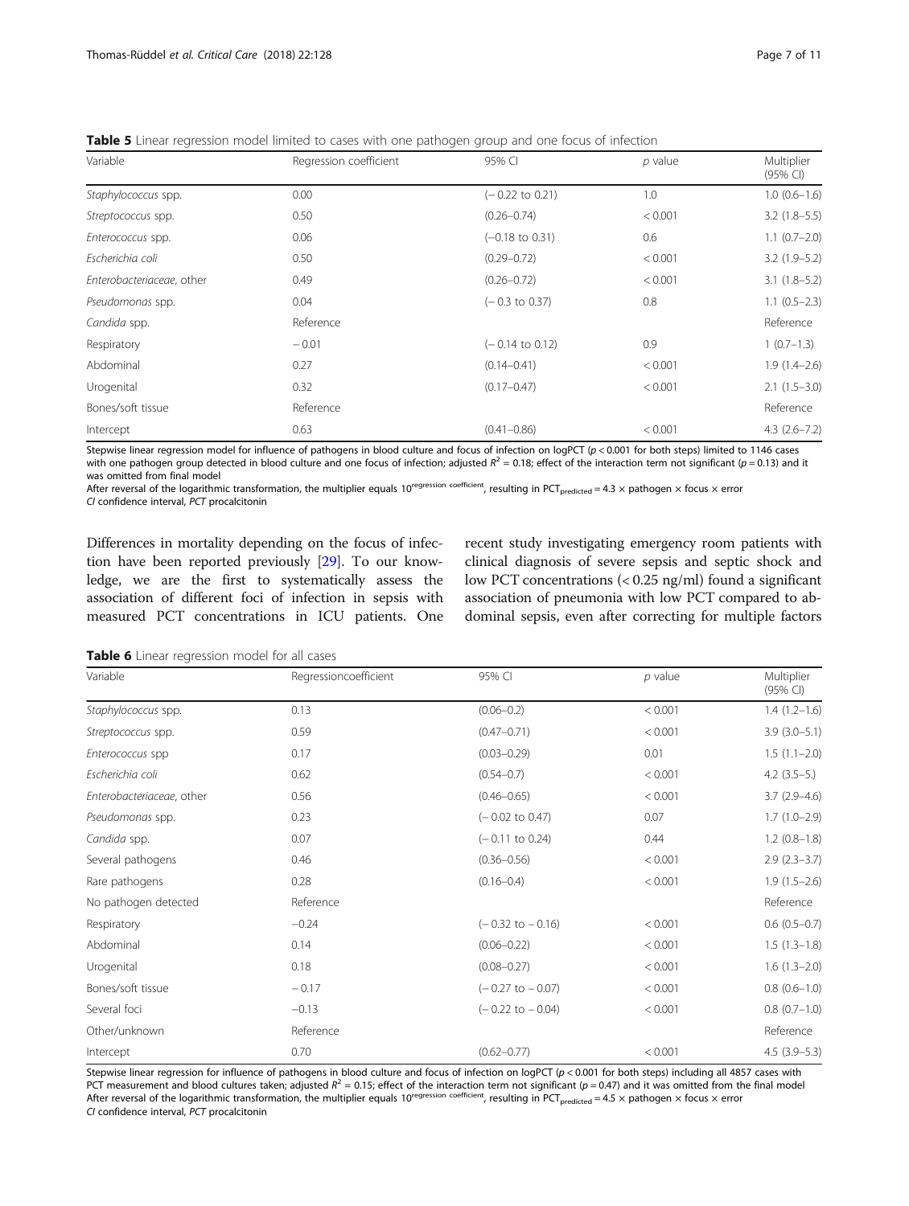**Table 5** Linear regression model limited to cases with one pathogen group and one focus of infection

| Variable | Regression coefficient | 95% CI | $p$ value | Multiplier (95% CI) |
|---|---|---|---|---|
| *Staphylococcus* spp. | 0.00 | (− 0.22 to 0.21) | 1.0 | 1.0 (0.6–1.6) |
| *Streptococcus* spp. | 0.50 | (0.26–0.74) | < 0.001 | 3.2 (1.8–5.5) |
| *Enterococcus* spp. | 0.06 | (−0.18 to 0.31) | 0.6 | 1.1 (0.7–2.0) |
| *Escherichia coli* | 0.50 | (0.29–0.72) | < 0.001 | 3.2 (1.9–5.2) |
| *Enterobacteriaceae*, other | 0.49 | (0.26–0.72) | < 0.001 | 3.1 (1.8–5.2) |
| *Pseudomonas* spp. | 0.04 | (− 0.3 to 0.37) | 0.8 | 1.1 (0.5–2.3) |
| *Candida* spp. | Reference | | | Reference |
| Respiratory | − 0.01 | (− 0.14 to 0.12) | 0.9 | 1 (0.7–1.3) |
| Abdominal | 0.27 | (0.14–0.41) | < 0.001 | 1.9 (1.4–2.6) |
| Urogenital | 0.32 | (0.17–0.47) | < 0.001 | 2.1 (1.5–3.0) |
| Bones/soft tissue | Reference | | | Reference |
| Intercept | 0.63 | (0.41–0.86) | < 0.001 | 4.3 (2.6–7.2) |

Stepwise linear regression model for influence of pathogens in blood culture and focus of infection on logPCT ($p < 0.001$ for both steps) limited to 1146 cases with one pathogen group detected in blood culture and one focus of infection; adjusted $R^2 = 0.18$; effect of the interaction term not significant ($p = 0.13$) and it was omitted from final model
After reversal of the logarithmic transformation, the multiplier equals $10^{\text{regression coefficient}}$, resulting in $PCT_{predicted} = 4.3 \times \text{pathogen} \times \text{focus} \times \text{error}$
*CI* confidence interval, *PCT* procalcitonin

Differences in mortality depending on the focus of infection have been reported previously [29]. To our knowledge, we are the first to systematically assess the association of different foci of infection in sepsis with measured PCT concentrations in ICU patients. One recent study investigating emergency room patients with clinical diagnosis of severe sepsis and septic shock and low PCT concentrations (< 0.25 ng/ml) found a significant association of pneumonia with low PCT compared to abdominal sepsis, even after correcting for multiple factors

**Table 6** Linear regression model for all cases

| Variable | Regressioncoefficient | 95% CI | $p$ value | Multiplier (95% CI) |
|---|---|---|---|---|
| *Staphylococcus* spp. | 0.13 | (0.06–0.2) | < 0.001 | 1.4 (1.2–1.6) |
| *Streptococcus* spp. | 0.59 | (0.47–0.71) | < 0.001 | 3.9 (3.0–5.1) |
| *Enterococcus* spp | 0.17 | (0.03–0.29) | 0.01 | 1.5 (1.1–2.0) |
| *Escherichia coli* | 0.62 | (0.54–0.7) | < 0.001 | 4.2 (3.5–5.) |
| *Enterobacteriaceae*, other | 0.56 | (0.46–0.65) | < 0.001 | 3.7 (2.9–4.6) |
| *Pseudomonas* spp. | 0.23 | (− 0.02 to 0.47) | 0.07 | 1.7 (1.0–2.9) |
| *Candida* spp. | 0.07 | (− 0.11 to 0.24) | 0.44 | 1.2 (0.8–1.8) |
| Several pathogens | 0.46 | (0.36–0.56) | < 0.001 | 2.9 (2.3–3.7) |
| Rare pathogens | 0.28 | (0.16–0.4) | < 0.001 | 1.9 (1.5–2.6) |
| No pathogen detected | Reference | | | Reference |
| Respiratory | −0.24 | (− 0.32 to − 0.16) | < 0.001 | 0.6 (0.5–0.7) |
| Abdominal | 0.14 | (0.06–0.22) | < 0.001 | 1.5 (1.3–1.8) |
| Urogenital | 0.18 | (0.08–0.27) | < 0.001 | 1.6 (1.3–2.0) |
| Bones/soft tissue | − 0.17 | (− 0.27 to − 0.07) | < 0.001 | 0.8 (0.6–1.0) |
| Several foci | −0.13 | (− 0.22 to − 0.04) | < 0.001 | 0.8 (0.7–1.0) |
| Other/unknown | Reference | | | Reference |
| Intercept | 0.70 | (0.62–0.77) | < 0.001 | 4.5 (3.9–5.3) |

Stepwise linear regression for influence of pathogens in blood culture and focus of infection on logPCT ($p < 0.001$ for both steps) including all 4857 cases with PCT measurement and blood cultures taken; adjusted $R^2 = 0.15$; effect of the interaction term not significant ($p = 0.47$) and it was omitted from the final model
After reversal of the logarithmic transformation, the multiplier equals $10^{\text{regression coefficient}}$, resulting in $PCT_{predicted} = 4.5 \times \text{pathogen} \times \text{focus} \times \text{error}$
*CI* confidence interval, *PCT* procalcitonin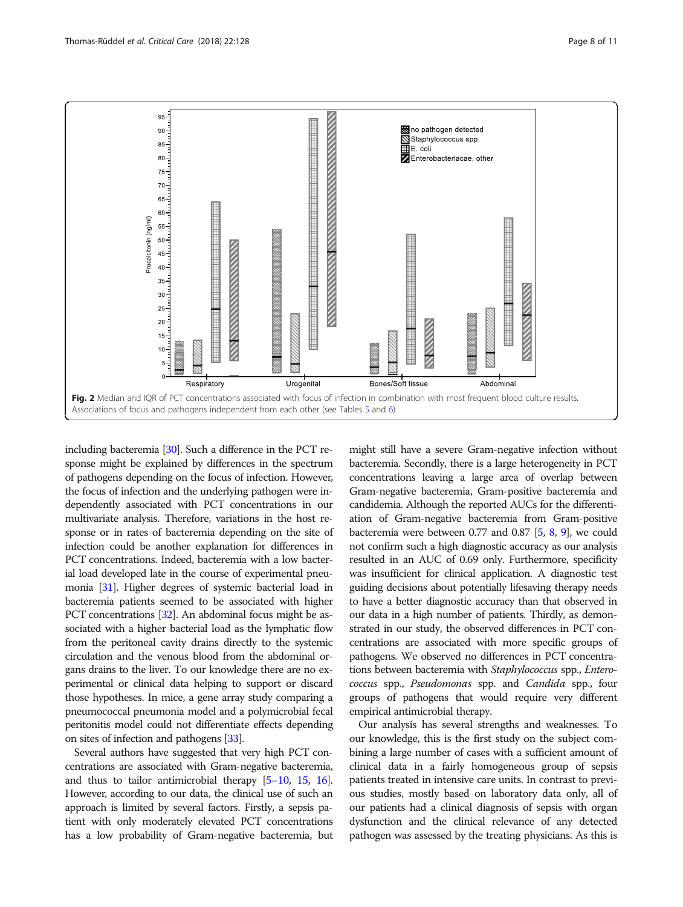Fig. 2 Median and IQR of PCT concentrations associated with focus of infection in combination with most frequent blood culture results. Associations of focus and pathogens independent from each other (see Tables 5 and 6)

including bacteremia [30]. Such a difference in the PCT response might be explained by differences in the spectrum of pathogens depending on the focus of infection. However, the focus of infection and the underlying pathogen were independently associated with PCT concentrations in our multivariate analysis. Therefore, variations in the host response or in rates of bacteremia depending on the site of infection could be another explanation for differences in PCT concentrations. Indeed, bacteremia with a low bacterial load developed late in the course of experimental pneumonia [31]. Higher degrees of systemic bacterial load in bacteremia patients seemed to be associated with higher PCT concentrations [32]. An abdominal focus might be associated with a higher bacterial load as the lymphatic flow from the peritoneal cavity drains directly to the systemic circulation and the venous blood from the abdominal organs drains to the liver. To our knowledge there are no experimental or clinical data helping to support or discard those hypotheses. In mice, a gene array study comparing a pneumococcal pneumonia model and a polymicrobial fecal peritonitis model could not differentiate effects depending on sites of infection and pathogens [33].

Several authors have suggested that very high PCT concentrations are associated with Gram-negative bacteremia, and thus to tailor antimicrobial therapy [5–10, 15, 16]. However, according to our data, the clinical use of such an approach is limited by several factors. Firstly, a sepsis patient with only moderately elevated PCT concentrations has a low probability of Gram-negative bacteremia, but might still have a severe Gram-negative infection without bacteremia. Secondly, there is a large heterogeneity in PCT concentrations leaving a large area of overlap between Gram-negative bacteremia, Gram-positive bacteremia and candidemia. Although the reported AUCs for the differentiation of Gram-negative bacteremia from Gram-positive bacteremia were between 0.77 and 0.87 [5, 8, 9], we could not confirm such a high diagnostic accuracy as our analysis resulted in an AUC of 0.69 only. Furthermore, specificity was insufficient for clinical application. A diagnostic test guiding decisions about potentially lifesaving therapy needs to have a better diagnostic accuracy than that observed in our data in a high number of patients. Thirdly, as demonstrated in our study, the observed differences in PCT concentrations are associated with more specific groups of pathogens. We observed no differences in PCT concentrations between bacteremia with *Staphylococcus* spp., *Enterococcus* spp., *Pseudomonas* spp. and *Candida* spp., four groups of pathogens that would require very different empirical antimicrobial therapy.

Our analysis has several strengths and weaknesses. To our knowledge, this is the first study on the subject combining a large number of cases with a sufficient amount of clinical data in a fairly homogeneous group of sepsis patients treated in intensive care units. In contrast to previous studies, mostly based on laboratory data only, all of our patients had a clinical diagnosis of sepsis with organ dysfunction and the clinical relevance of any detected pathogen was assessed by the treating physicians. As this is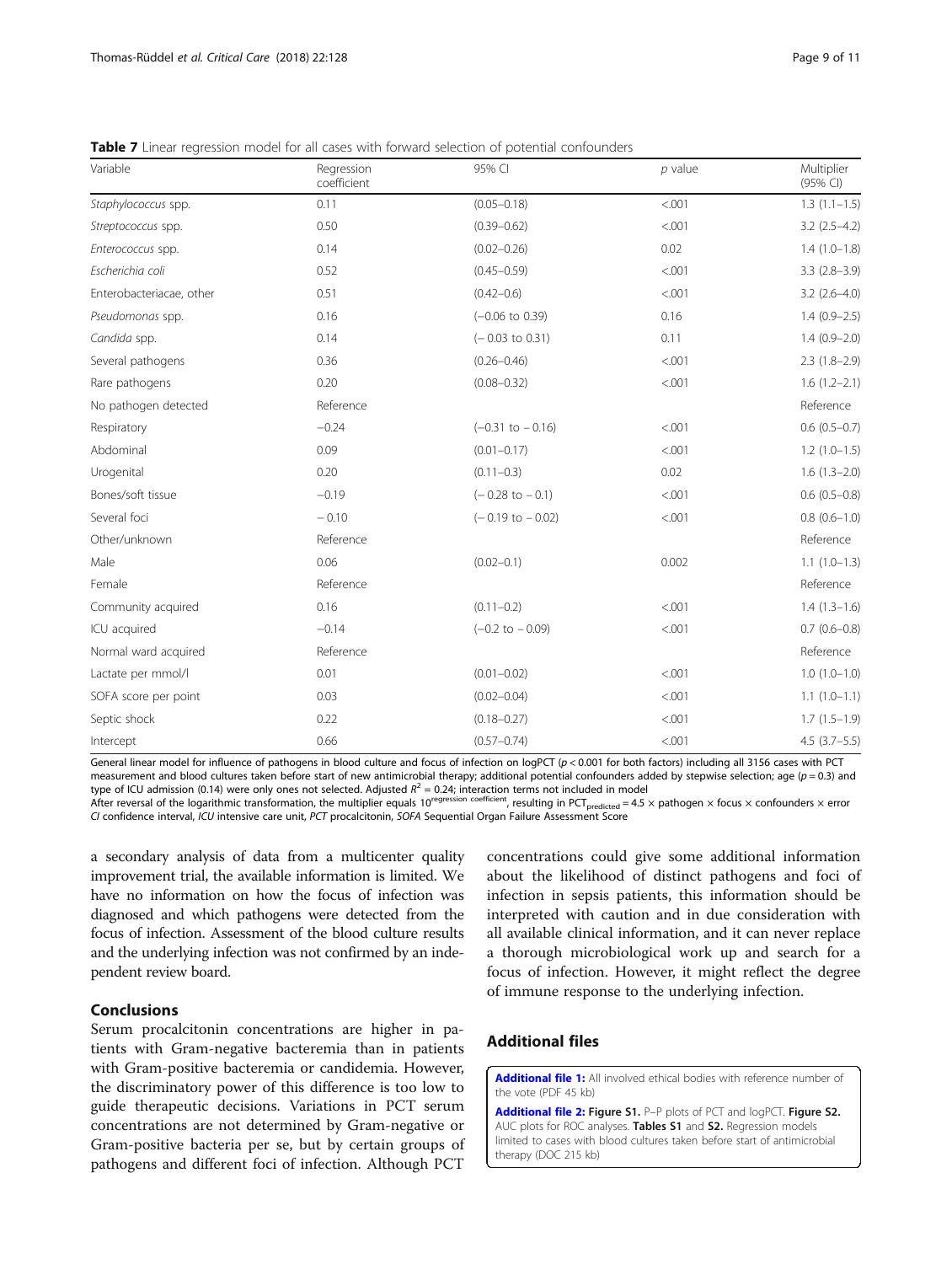**Table 7** Linear regression model for all cases with forward selection of potential confounders

| Variable | Regression coefficient | 95% CI | *p* value | Multiplier (95% CI) |
|---|---|---|---|---|
| *Staphylococcus* spp. | 0.11 | (0.05–0.18) | <.001 | 1.3 (1.1–1.5) |
| *Streptococcus* spp. | 0.50 | (0.39–0.62) | <.001 | 3.2 (2.5–4.2) |
| *Enterococcus* spp. | 0.14 | (0.02–0.26) | 0.02 | 1.4 (1.0–1.8) |
| *Escherichia coli* | 0.52 | (0.45–0.59) | <.001 | 3.3 (2.8–3.9) |
| Enterobacteriacae, other | 0.51 | (0.42–0.6) | <.001 | 3.2 (2.6–4.0) |
| *Pseudomonas* spp. | 0.16 | (−0.06 to 0.39) | 0.16 | 1.4 (0.9–2.5) |
| *Candida* spp. | 0.14 | (− 0.03 to 0.31) | 0.11 | 1.4 (0.9–2.0) |
| Several pathogens | 0.36 | (0.26–0.46) | <.001 | 2.3 (1.8–2.9) |
| Rare pathogens | 0.20 | (0.08–0.32) | <.001 | 1.6 (1.2–2.1) |
| No pathogen detected | Reference | | | Reference |
| Respiratory | −0.24 | (−0.31 to − 0.16) | <.001 | 0.6 (0.5–0.7) |
| Abdominal | 0.09 | (0.01–0.17) | <.001 | 1.2 (1.0–1.5) |
| Urogenital | 0.20 | (0.11–0.3) | 0.02 | 1.6 (1.3–2.0) |
| Bones/soft tissue | −0.19 | (− 0.28 to − 0.1) | <.001 | 0.6 (0.5–0.8) |
| Several foci | − 0.10 | (− 0.19 to − 0.02) | <.001 | 0.8 (0.6–1.0) |
| Other/unknown | Reference | | | Reference |
| Male | 0.06 | (0.02–0.1) | 0.002 | 1.1 (1.0–1.3) |
| Female | Reference | | | Reference |
| Community acquired | 0.16 | (0.11–0.2) | <.001 | 1.4 (1.3–1.6) |
| ICU acquired | −0.14 | (−0.2 to − 0.09) | <.001 | 0.7 (0.6–0.8) |
| Normal ward acquired | Reference | | | Reference |
| Lactate per mmol/l | 0.01 | (0.01–0.02) | <.001 | 1.0 (1.0–1.0) |
| SOFA score per point | 0.03 | (0.02–0.04) | <.001 | 1.1 (1.0–1.1) |
| Septic shock | 0.22 | (0.18–0.27) | <.001 | 1.7 (1.5–1.9) |
| Intercept | 0.66 | (0.57–0.74) | <.001 | 4.5 (3.7–5.5) |

General linear model for influence of pathogens in blood culture and focus of infection on logPCT ($p < 0.001$ for both factors) including all 3156 cases with PCT measurement and blood cultures taken before start of new antimicrobial therapy; additional potential confounders added by stepwise selection; age ($p = 0.3$) and type of ICU admission (0.14) were only ones not selected. Adjusted $R^2 = 0.24$; interaction terms not included in model
After reversal of the logarithmic transformation, the multiplier equals $10^{\text{regression coefficient}}$, resulting in $PCT_{predicted} = 4.5 \times \text{pathogen} \times \text{focus} \times \text{confounders} \times \text{error}$
*CI* confidence interval, *ICU* intensive care unit, *PCT* procalcitonin, *SOFA* Sequential Organ Failure Assessment Score

a secondary analysis of data from a multicenter quality improvement trial, the available information is limited. We have no information on how the focus of infection was diagnosed and which pathogens were detected from the focus of infection. Assessment of the blood culture results and the underlying infection was not confirmed by an independent review board.

## Conclusions

Serum procalcitonin concentrations are higher in patients with Gram-negative bacteremia than in patients with Gram-positive bacteremia or candidemia. However, the discriminatory power of this difference is too low to guide therapeutic decisions. Variations in PCT serum concentrations are not determined by Gram-negative or Gram-positive bacteria per se, but by certain groups of pathogens and different foci of infection. Although PCT concentrations could give some additional information about the likelihood of distinct pathogens and foci of infection in sepsis patients, this information should be interpreted with caution and in due consideration with all available clinical information, and it can never replace a thorough microbiological work up and search for a focus of infection. However, it might reflect the degree of immune response to the underlying infection.

## Additional files

**Additional file 1:** All involved ethical bodies with reference number of the vote (PDF 45 kb)

**Additional file 2: Figure S1.** P–P plots of PCT and logPCT. **Figure S2.** AUC plots for ROC analyses. **Tables S1** and **S2.** Regression models limited to cases with blood cultures taken before start of antimicrobial therapy (DOC 215 kb)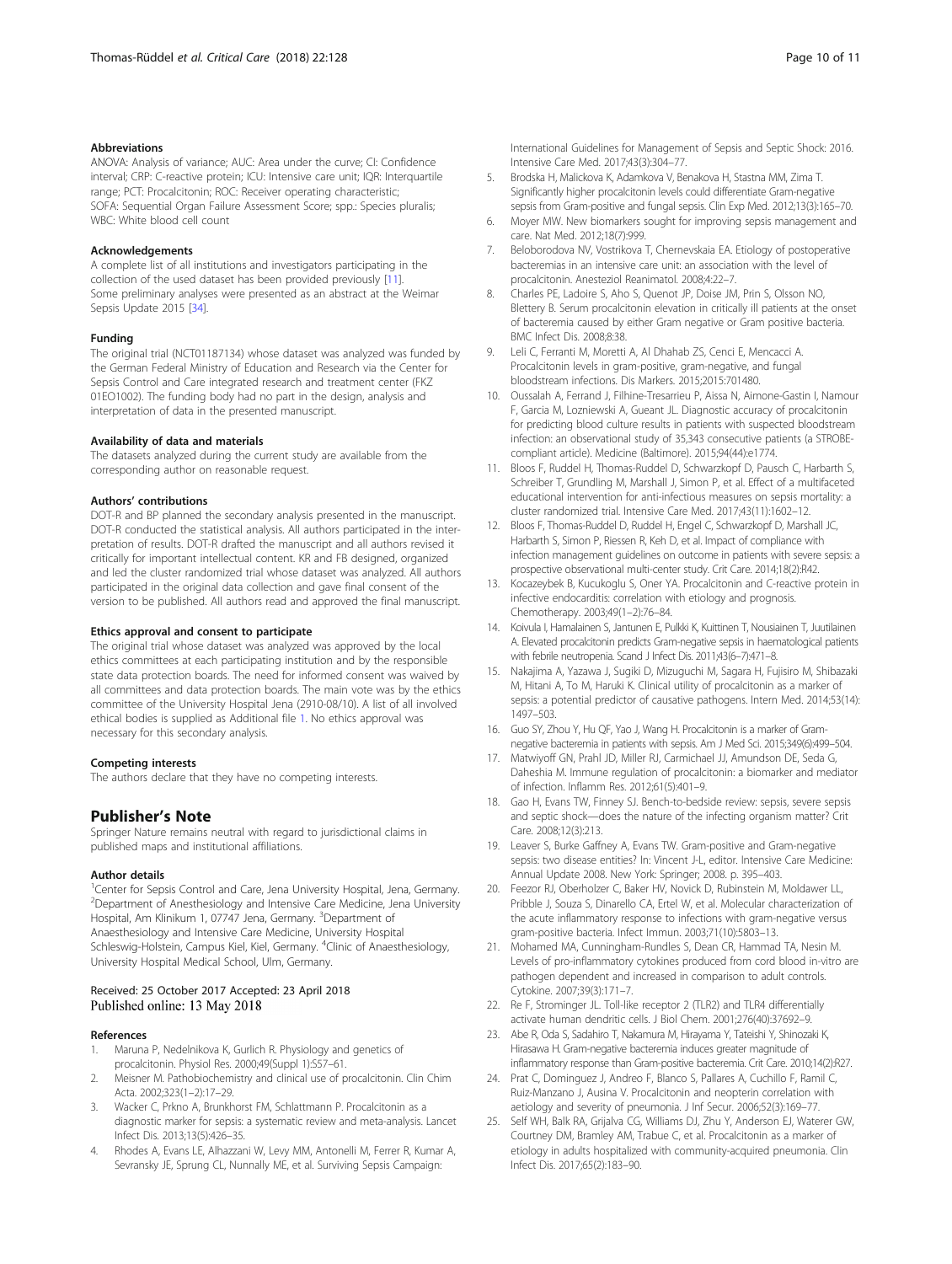### Abbreviations

ANOVA: Analysis of variance; AUC: Area under the curve; CI: Confidence interval; CRP: C-reactive protein; ICU: Intensive care unit; IQR: Interquartile range; PCT: Procalcitonin; ROC: Receiver operating characteristic; SOFA: Sequential Organ Failure Assessment Score; spp.: Species pluralis; WBC: White blood cell count

### Acknowledgements

A complete list of all institutions and investigators participating in the collection of the used dataset has been provided previously [11]. Some preliminary analyses were presented as an abstract at the Weimar Sepsis Update 2015 [34].

### Funding

The original trial (NCT01187134) whose dataset was analyzed was funded by the German Federal Ministry of Education and Research via the Center for Sepsis Control and Care integrated research and treatment center (FKZ 01EO1002). The funding body had no part in the design, analysis and interpretation of data in the presented manuscript.

### Availability of data and materials

The datasets analyzed during the current study are available from the corresponding author on reasonable request.

### Authors' contributions

DOT-R and BP planned the secondary analysis presented in the manuscript. DOT-R conducted the statistical analysis. All authors participated in the interpretation of results. DOT-R drafted the manuscript and all authors revised it critically for important intellectual content. KR and FB designed, organized and led the cluster randomized trial whose dataset was analyzed. All authors participated in the original data collection and gave final consent of the version to be published. All authors read and approved the final manuscript.

### Ethics approval and consent to participate

The original trial whose dataset was analyzed was approved by the local ethics committees at each participating institution and by the responsible state data protection boards. The need for informed consent was waived by all committees and data protection boards. The main vote was by the ethics committee of the University Hospital Jena (2910-08/10). A list of all involved ethical bodies is supplied as Additional file 1. No ethics approval was necessary for this secondary analysis.

### Competing interests

The authors declare that they have no competing interests.

## Publisher's Note

Springer Nature remains neutral with regard to jurisdictional claims in published maps and institutional affiliations.

### Author details

[1]Center for Sepsis Control and Care, Jena University Hospital, Jena, Germany. [2]Department of Anesthesiology and Intensive Care Medicine, Jena University Hospital, Am Klinikum 1, 07747 Jena, Germany. [3]Department of Anaesthesiology and Intensive Care Medicine, University Hospital Schleswig-Holstein, Campus Kiel, Kiel, Germany. [4]Clinic of Anaesthesiology, University Hospital Medical School, Ulm, Germany.

Received: 25 October 2017 Accepted: 23 April 2018
Published online: 13 May 2018

### References

1. Maruna P, Nedelnikova K, Gurlich R. Physiology and genetics of procalcitonin. Physiol Res. 2000;49(Suppl 1):S57–61.
2. Meisner M. Pathobiochemistry and clinical use of procalcitonin. Clin Chim Acta. 2002;323(1–2):17–29.
3. Wacker C, Prkno A, Brunkhorst FM, Schlattmann P. Procalcitonin as a diagnostic marker for sepsis: a systematic review and meta-analysis. Lancet Infect Dis. 2013;13(5):426–35.
4. Rhodes A, Evans LE, Alhazzani W, Levy MM, Antonelli M, Ferrer R, Kumar A, Sevransky JE, Sprung CL, Nunnally ME, et al. Surviving Sepsis Campaign: International Guidelines for Management of Sepsis and Septic Shock: 2016. Intensive Care Med. 2017;43(3):304–77.
5. Brodska H, Malickova K, Adamkova V, Benakova H, Stastna MM, Zima T. Significantly higher procalcitonin levels could differentiate Gram-negative sepsis from Gram-positive and fungal sepsis. Clin Exp Med. 2012;13(3):165–70.
6. Moyer MW. New biomarkers sought for improving sepsis management and care. Nat Med. 2012;18(7):999.
7. Beloborodova NV, Vostrikova T, Chernevskaia EA. Etiology of postoperative bacteremias in an intensive care unit: an association with the level of procalcitonin. Anesteziol Reanimatol. 2008;4:22–7.
8. Charles PE, Ladoire S, Aho S, Quenot JP, Doise JM, Prin S, Olsson NO, Blettery B. Serum procalcitonin elevation in critically ill patients at the onset of bacteremia caused by either Gram negative or Gram positive bacteria. BMC Infect Dis. 2008;8:38.
9. Leli C, Ferranti M, Moretti A, Al Dhahab ZS, Cenci E, Mencacci A. Procalcitonin levels in gram-positive, gram-negative, and fungal bloodstream infections. Dis Markers. 2015;2015:701480.
10. Oussalah A, Ferrand J, Filhine-Tresarrieu P, Aissa N, Aimone-Gastin I, Namour F, Garcia M, Lozniewski A, Gueant JL. Diagnostic accuracy of procalcitonin for predicting blood culture results in patients with suspected bloodstream infection: an observational study of 35,343 consecutive patients (a STROBE-compliant article). Medicine (Baltimore). 2015;94(44):e1774.
11. Bloos F, Ruddel H, Thomas-Ruddel D, Schwarzkopf D, Pausch C, Harbarth S, Schreiber T, Grundling M, Marshall J, Simon P, et al. Effect of a multifaceted educational intervention for anti-infectious measures on sepsis mortality: a cluster randomized trial. Intensive Care Med. 2017;43(11):1602–12.
12. Bloos F, Thomas-Ruddel D, Ruddel H, Engel C, Schwarzkopf D, Marshall JC, Harbarth S, Simon P, Riessen R, Keh D, et al. Impact of compliance with infection management guidelines on outcome in patients with severe sepsis: a prospective observational multi-center study. Crit Care. 2014;18(2):R42.
13. Kocazeybek B, Kucukoglu S, Oner YA. Procalcitonin and C-reactive protein in infective endocarditis: correlation with etiology and prognosis. Chemotherapy. 2003;49(1–2):76–84.
14. Koivula I, Hamalainen S, Jantunen E, Pulkki K, Kuittinen T, Nousiainen T, Juutilainen A. Elevated procalcitonin predicts Gram-negative sepsis in haematological patients with febrile neutropenia. Scand J Infect Dis. 2011;43(6–7):471–8.
15. Nakajima A, Yazawa J, Sugiki D, Mizuguchi M, Sagara H, Fujisiro M, Shibazaki M, Hitani A, To M, Haruki K. Clinical utility of procalcitonin as a marker of sepsis: a potential predictor of causative pathogens. Intern Med. 2014;53(14):1497–503.
16. Guo SY, Zhou Y, Hu QF, Yao J, Wang H. Procalcitonin is a marker of Gram-negative bacteremia in patients with sepsis. Am J Med Sci. 2015;349(6):499–504.
17. Matwiyoff GN, Prahl JD, Miller RJ, Carmichael JJ, Amundson DE, Seda G, Daheshia M. Immune regulation of procalcitonin: a biomarker and mediator of infection. Inflamm Res. 2012;61(5):401–9.
18. Gao H, Evans TW, Finney SJ. Bench-to-bedside review: sepsis, severe sepsis and septic shock—does the nature of the infecting organism matter? Crit Care. 2008;12(3):213.
19. Leaver S, Burke Gaffney A, Evans TW. Gram-positive and Gram-negative sepsis: two disease entities? In: Vincent J-L, editor. Intensive Care Medicine: Annual Update 2008. New York: Springer; 2008. p. 395–403.
20. Feezor RJ, Oberholzer C, Baker HV, Novick D, Rubinstein M, Moldawer LL, Pribble J, Souza S, Dinarello CA, Ertel W, et al. Molecular characterization of the acute inflammatory response to infections with gram-negative versus gram-positive bacteria. Infect Immun. 2003;71(10):5803–13.
21. Mohamed MA, Cunningham-Rundles S, Dean CR, Hammad TA, Nesin M. Levels of pro-inflammatory cytokines produced from cord blood in-vitro are pathogen dependent and increased in comparison to adult controls. Cytokine. 2007;39(3):171–7.
22. Re F, Strominger JL. Toll-like receptor 2 (TLR2) and TLR4 differentially activate human dendritic cells. J Biol Chem. 2001;276(40):37692–9.
23. Abe R, Oda S, Sadahiro T, Nakamura M, Hirayama Y, Tateishi Y, Shinozaki K, Hirasawa H. Gram-negative bacteremia induces greater magnitude of inflammatory response than Gram-positive bacteremia. Crit Care. 2010;14(2):R27.
24. Prat C, Dominguez J, Andreo F, Blanco S, Pallares A, Cuchillo F, Ramil C, Ruiz-Manzano J, Ausina V. Procalcitonin and neopterin correlation with aetiology and severity of pneumonia. J Inf Secur. 2006;52(3):169–77.
25. Self WH, Balk RA, Grijalva CG, Williams DJ, Zhu Y, Anderson EJ, Waterer GW, Courtney DM, Bramley AM, Trabue C, et al. Procalcitonin as a marker of etiology in adults hospitalized with community-acquired pneumonia. Clin Infect Dis. 2017;65(2):183–90.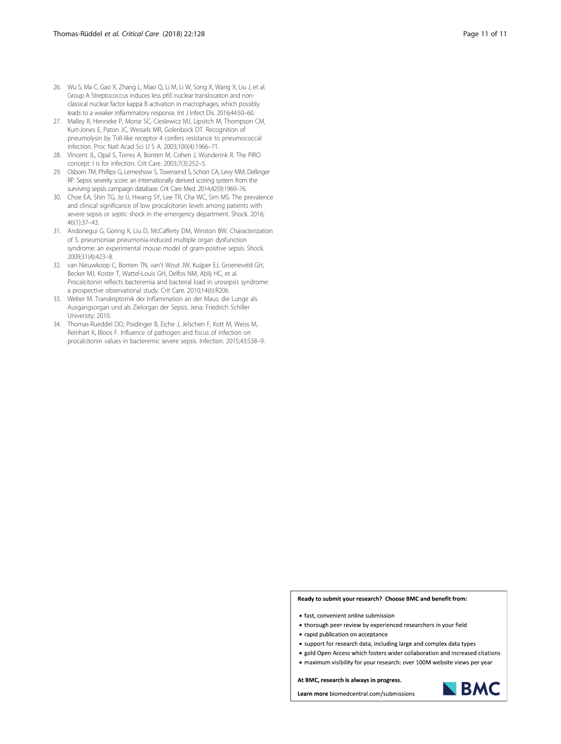26. Wu S, Ma C, Gao X, Zhang L, Miao Q, Li M, Li W, Song X, Wang X, Liu J, et al. Group A Streptococcus induces less p65 nuclear translocation and non-classical nuclear factor kappa B activation in macrophages, which possibly leads to a weaker inflammatory response. Int J Infect Dis. 2016;44:50–60.
27. Malley R, Henneke P, Morse SC, Cieslewicz MJ, Lipsitch M, Thompson CM, Kurt-Jones E, Paton JC, Wessels MR, Golenbock DT. Recognition of pneumolysin by Toll-like receptor 4 confers resistance to pneumococcal infection. Proc Natl Acad Sci U S A. 2003;100(4):1966–71.
28. Vincent JL, Opal S, Torres A, Bonten M, Cohen J, Wunderink R. The PIRO concept: I is for infection. Crit Care. 2003;7(3):252–5.
29. Osborn TM, Phillips G, Lemeshow S, Townsend S, Schorr CA, Levy MM, Dellinger RP. Sepsis severity score: an internationally derived scoring system from the surviving sepsis campaign database. Crit Care Med. 2014;42(9):1969–76.
30. Choe EA, Shin TG, Jo IJ, Hwang SY, Lee TR, Cha WC, Sim MS. The prevalence and clinical significance of low procalcitonin levels among patients with severe sepsis or septic shock in the emergency department. Shock. 2016; 46(1):37–43.
31. Andonegui G, Goring K, Liu D, McCafferty DM, Winston BW. Characterization of S. pneumoniae pneumonia-induced multiple organ dysfunction syndrome: an experimental mouse model of gram-positive sepsis. Shock. 2009;31(4):423–8.
32. van Nieuwkoop C, Bonten TN, van't Wout JW, Kuijper EJ, Groeneveld GH, Becker MJ, Koster T, Wattel-Louis GH, Delfos NM, Ablij HC, et al. Procalcitonin reflects bacteremia and bacterial load in urosepsis syndrome: a prospective observational study. Crit Care. 2010;14(6):R206.
33. Weber M. Transkriptomik der Inflammation an der Maus: die Lunge als Ausgangsorgan und als Zielorgan der Sepsis. Jena: Friedrich Schiller University; 2010.
34. Thomas-Rueddel DO, Poidinger B, Eiche J, Jelschen F, Kott M, Weiss M, Reinhart K, Bloos F. Influence of pathogen and focus of infection on procalcitonin values in bacteremic severe sepsis. Infection. 2015;43:S38–9.

**Ready to submit your research? Choose BMC and benefit from:**

- fast, convenient online submission
- thorough peer review by experienced researchers in your field
- rapid publication on acceptance
- support for research data, including large and complex data types
- gold Open Access which fosters wider collaboration and increased citations
- maximum visibility for your research: over 100M website views per year

**At BMC, research is always in progress.**

**Learn more** biomedcentral.com/submissions

BMC